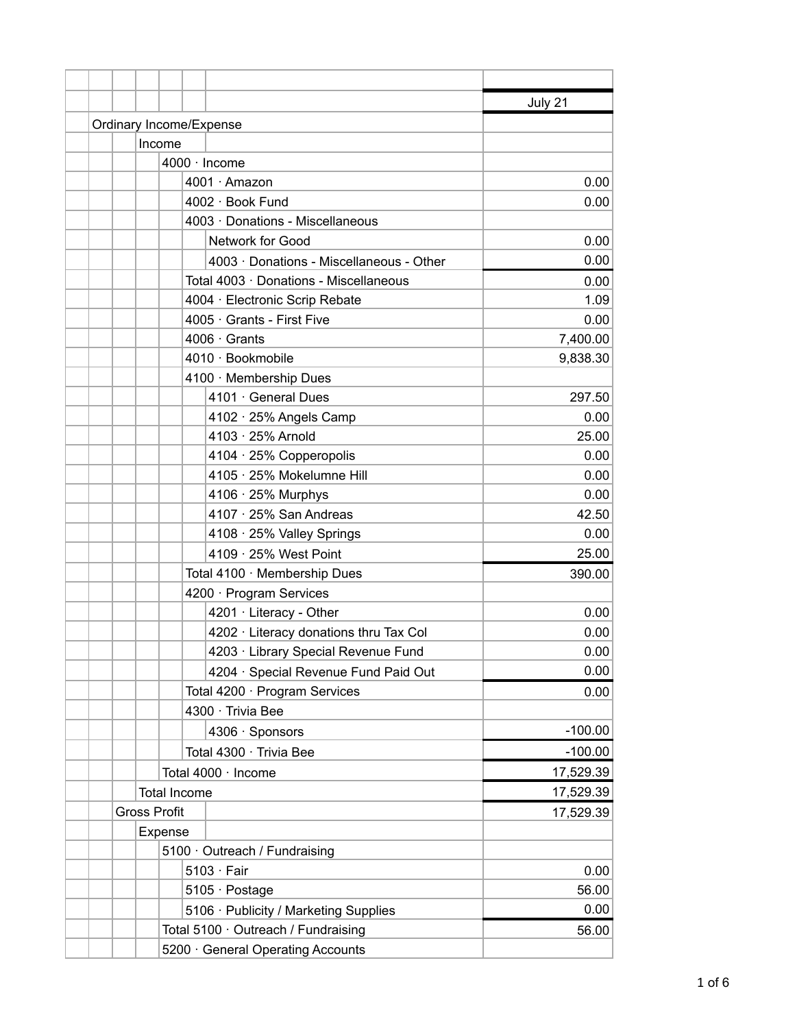| | July 21 |
|---|---|
| Ordinary Income/Expense | |
| Income | |
| 4000 · Income | |
| 4001 · Amazon | 0.00 |
| 4002 · Book Fund | 0.00 |
| 4003 · Donations - Miscellaneous | |
| Network for Good | 0.00 |
| 4003 · Donations - Miscellaneous - Other | 0.00 |
| Total 4003 · Donations - Miscellaneous | 0.00 |
| 4004 · Electronic Scrip Rebate | 1.09 |
| 4005 · Grants - First Five | 0.00 |
| 4006 · Grants | 7,400.00 |
| 4010 · Bookmobile | 9,838.30 |
| 4100 · Membership Dues | |
| 4101 · General Dues | 297.50 |
| 4102 · 25% Angels Camp | 0.00 |
| 4103 · 25% Arnold | 25.00 |
| 4104 · 25% Copperopolis | 0.00 |
| 4105 · 25% Mokelumne Hill | 0.00 |
| 4106 · 25% Murphys | 0.00 |
| 4107 · 25% San Andreas | 42.50 |
| 4108 · 25% Valley Springs | 0.00 |
| 4109 · 25% West Point | 25.00 |
| Total 4100 · Membership Dues | 390.00 |
| 4200 · Program Services | |
| 4201 · Literacy - Other | 0.00 |
| 4202 · Literacy donations thru Tax Col | 0.00 |
| 4203 · Library Special Revenue Fund | 0.00 |
| 4204 · Special Revenue Fund Paid Out | 0.00 |
| Total 4200 · Program Services | 0.00 |
| 4300 · Trivia Bee | |
| 4306 · Sponsors | -100.00 |
| Total 4300 · Trivia Bee | -100.00 |
| Total 4000 · Income | 17,529.39 |
| Total Income | 17,529.39 |
| Gross Profit | 17,529.39 |
| Expense | |
| 5100 · Outreach / Fundraising | |
| 5103 · Fair | 0.00 |
| 5105 · Postage | 56.00 |
| 5106 · Publicity / Marketing Supplies | 0.00 |
| Total 5100 · Outreach / Fundraising | 56.00 |
| 5200 · General Operating Accounts | |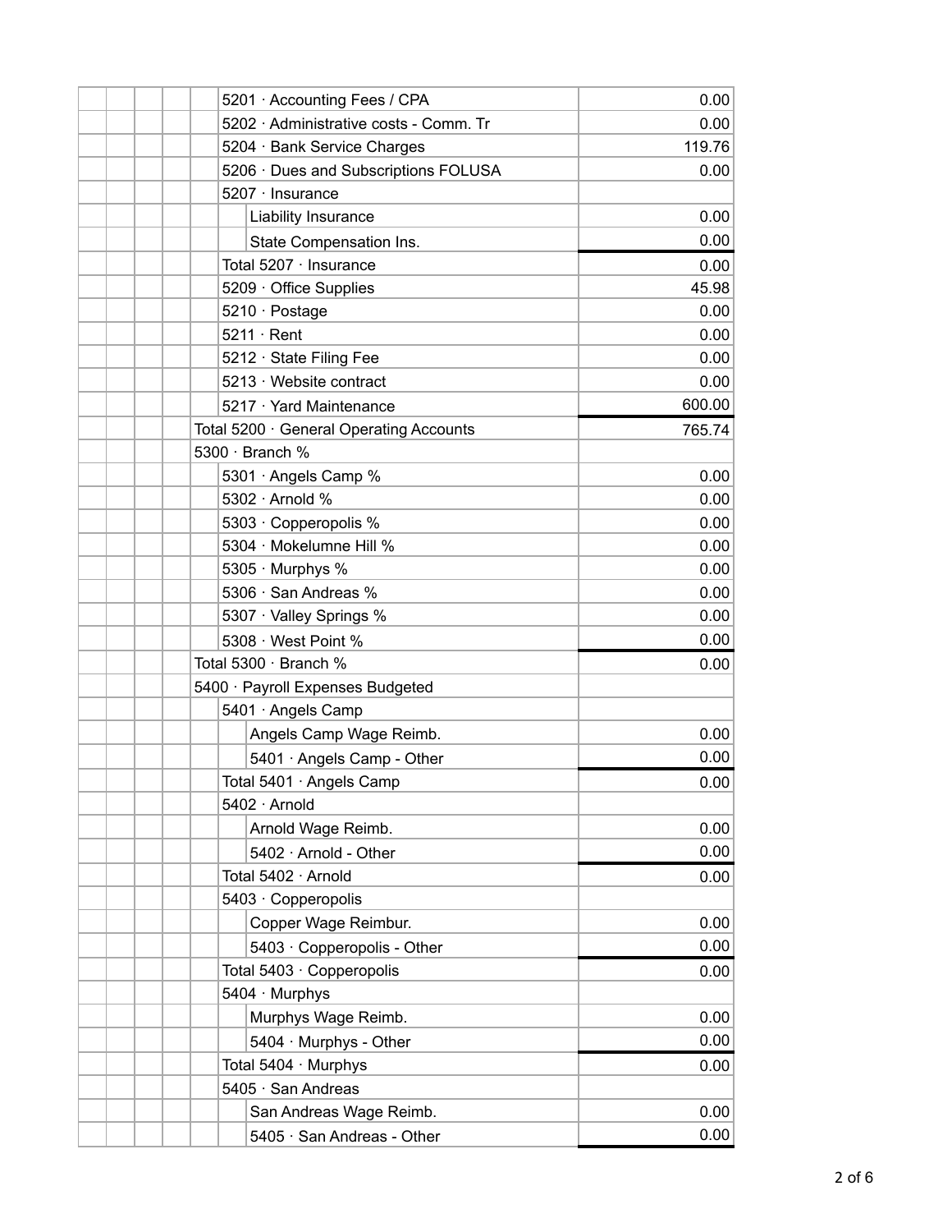| Account | Amount |
|---|---|
| 5201 · Accounting Fees / CPA | 0.00 |
| 5202 · Administrative costs - Comm. Tr | 0.00 |
| 5204 · Bank Service Charges | 119.76 |
| 5206 · Dues and Subscriptions FOLUSA | 0.00 |
| 5207 · Insurance | |
| Liability Insurance | 0.00 |
| State Compensation Ins. | 0.00 |
| Total 5207 · Insurance | 0.00 |
| 5209 · Office Supplies | 45.98 |
| 5210 · Postage | 0.00 |
| 5211 · Rent | 0.00 |
| 5212 · State Filing Fee | 0.00 |
| 5213 · Website contract | 0.00 |
| 5217 · Yard Maintenance | 600.00 |
| Total 5200 · General Operating Accounts | 765.74 |
| 5300 · Branch % | |
| 5301 · Angels Camp % | 0.00 |
| 5302 · Arnold % | 0.00 |
| 5303 · Copperopolis % | 0.00 |
| 5304 · Mokelumne Hill % | 0.00 |
| 5305 · Murphys % | 0.00 |
| 5306 · San Andreas % | 0.00 |
| 5307 · Valley Springs % | 0.00 |
| 5308 · West Point % | 0.00 |
| Total 5300 · Branch % | 0.00 |
| 5400 · Payroll Expenses Budgeted | |
| 5401 · Angels Camp | |
| Angels Camp Wage Reimb. | 0.00 |
| 5401 · Angels Camp - Other | 0.00 |
| Total 5401 · Angels Camp | 0.00 |
| 5402 · Arnold | |
| Arnold Wage Reimb. | 0.00 |
| 5402 · Arnold - Other | 0.00 |
| Total 5402 · Arnold | 0.00 |
| 5403 · Copperopolis | |
| Copper Wage Reimbur. | 0.00 |
| 5403 · Copperopolis - Other | 0.00 |
| Total 5403 · Copperopolis | 0.00 |
| 5404 · Murphys | |
| Murphys Wage Reimb. | 0.00 |
| 5404 · Murphys - Other | 0.00 |
| Total 5404 · Murphys | 0.00 |
| 5405 · San Andreas | |
| San Andreas Wage Reimb. | 0.00 |
| 5405 · San Andreas - Other | 0.00 |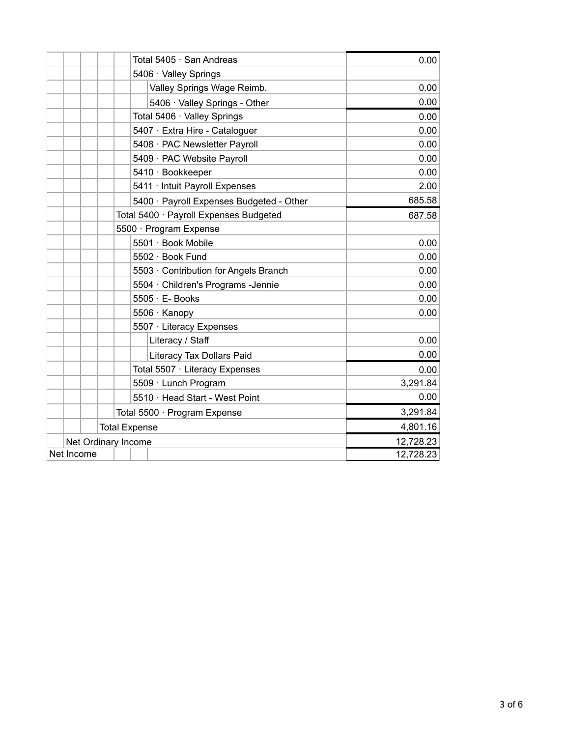| Account | Amount |
|---|---|
| Total 5405 · San Andreas | 0.00 |
| 5406 · Valley Springs | |
| Valley Springs Wage Reimb. | 0.00 |
| 5406 · Valley Springs - Other | 0.00 |
| Total 5406 · Valley Springs | 0.00 |
| 5407 · Extra Hire - Cataloguer | 0.00 |
| 5408 · PAC Newsletter Payroll | 0.00 |
| 5409 · PAC Website Payroll | 0.00 |
| 5410 · Bookkeeper | 0.00 |
| 5411 · Intuit Payroll Expenses | 2.00 |
| 5400 · Payroll Expenses Budgeted - Other | 685.58 |
| Total 5400 · Payroll Expenses Budgeted | 687.58 |
| 5500 · Program Expense | |
| 5501 · Book Mobile | 0.00 |
| 5502 · Book Fund | 0.00 |
| 5503 · Contribution for Angels Branch | 0.00 |
| 5504 · Children's Programs -Jennie | 0.00 |
| 5505 · E- Books | 0.00 |
| 5506 · Kanopy | 0.00 |
| 5507 · Literacy Expenses | |
| Literacy / Staff | 0.00 |
| Literacy Tax Dollars Paid | 0.00 |
| Total 5507 · Literacy Expenses | 0.00 |
| 5509 · Lunch Program | 3,291.84 |
| 5510 · Head Start - West Point | 0.00 |
| Total 5500 · Program Expense | 3,291.84 |
| Total Expense | 4,801.16 |
| Net Ordinary Income | 12,728.23 |
| Net Income | 12,728.23 |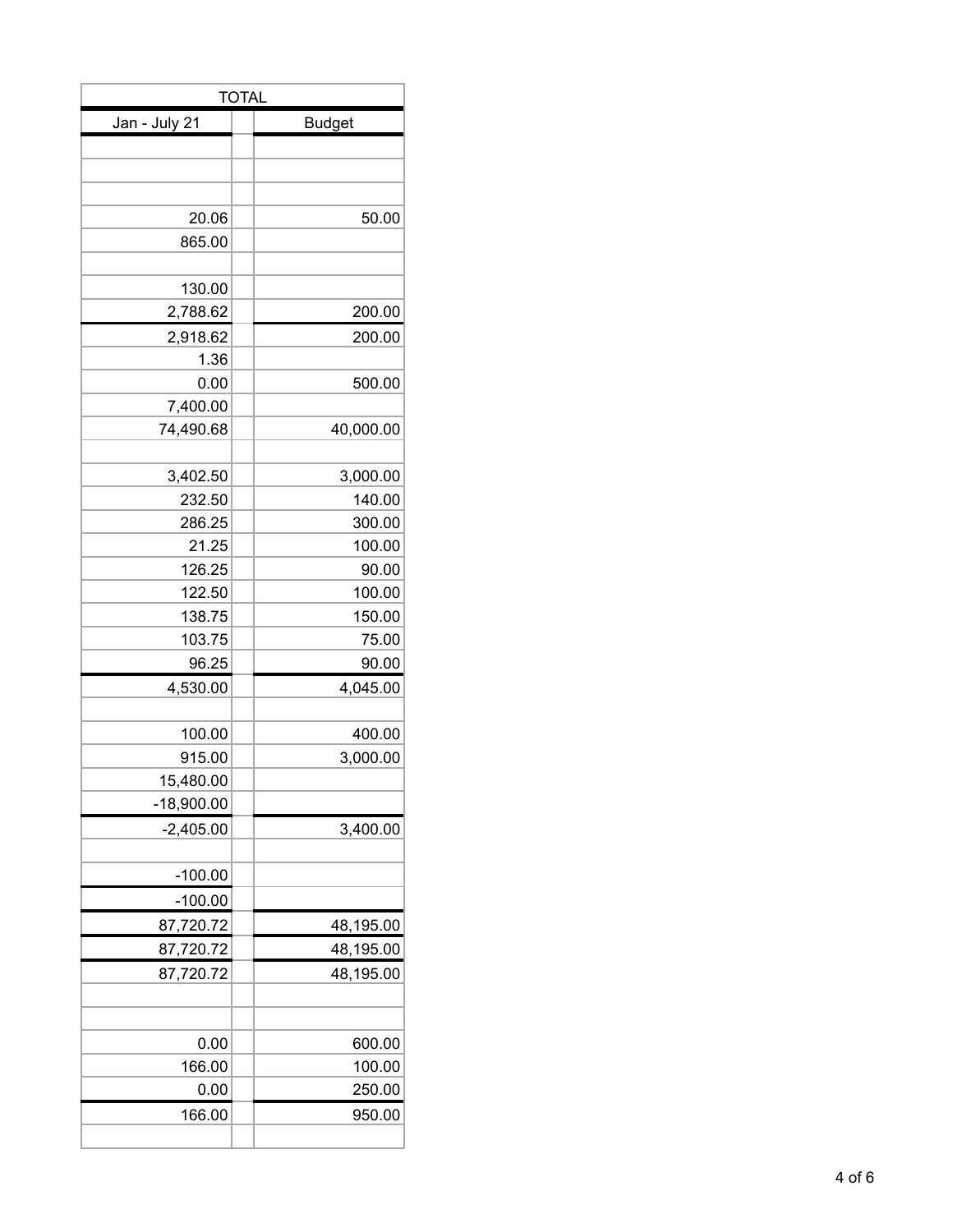| TOTAL | | |
|---|---|---|
| Jan - July 21 | | Budget |
| | | |
| | | |
| | | |
| 20.06 | | 50.00 |
| 865.00 | | |
| | | |
| 130.00 | | |
| 2,788.62 | | 200.00 |
| 2,918.62 | | 200.00 |
| 1.36 | | |
| 0.00 | | 500.00 |
| 7,400.00 | | |
| 74,490.68 | | 40,000.00 |
| | | |
| 3,402.50 | | 3,000.00 |
| 232.50 | | 140.00 |
| 286.25 | | 300.00 |
| 21.25 | | 100.00 |
| 126.25 | | 90.00 |
| 122.50 | | 100.00 |
| 138.75 | | 150.00 |
| 103.75 | | 75.00 |
| 96.25 | | 90.00 |
| 4,530.00 | | 4,045.00 |
| | | |
| 100.00 | | 400.00 |
| 915.00 | | 3,000.00 |
| 15,480.00 | | |
| -18,900.00 | | |
| -2,405.00 | | 3,400.00 |
| | | |
| -100.00 | | |
| -100.00 | | |
| 87,720.72 | | 48,195.00 |
| 87,720.72 | | 48,195.00 |
| 87,720.72 | | 48,195.00 |
| | | |
| | | |
| 0.00 | | 600.00 |
| 166.00 | | 100.00 |
| 0.00 | | 250.00 |
| 166.00 | | 950.00 |
| | | |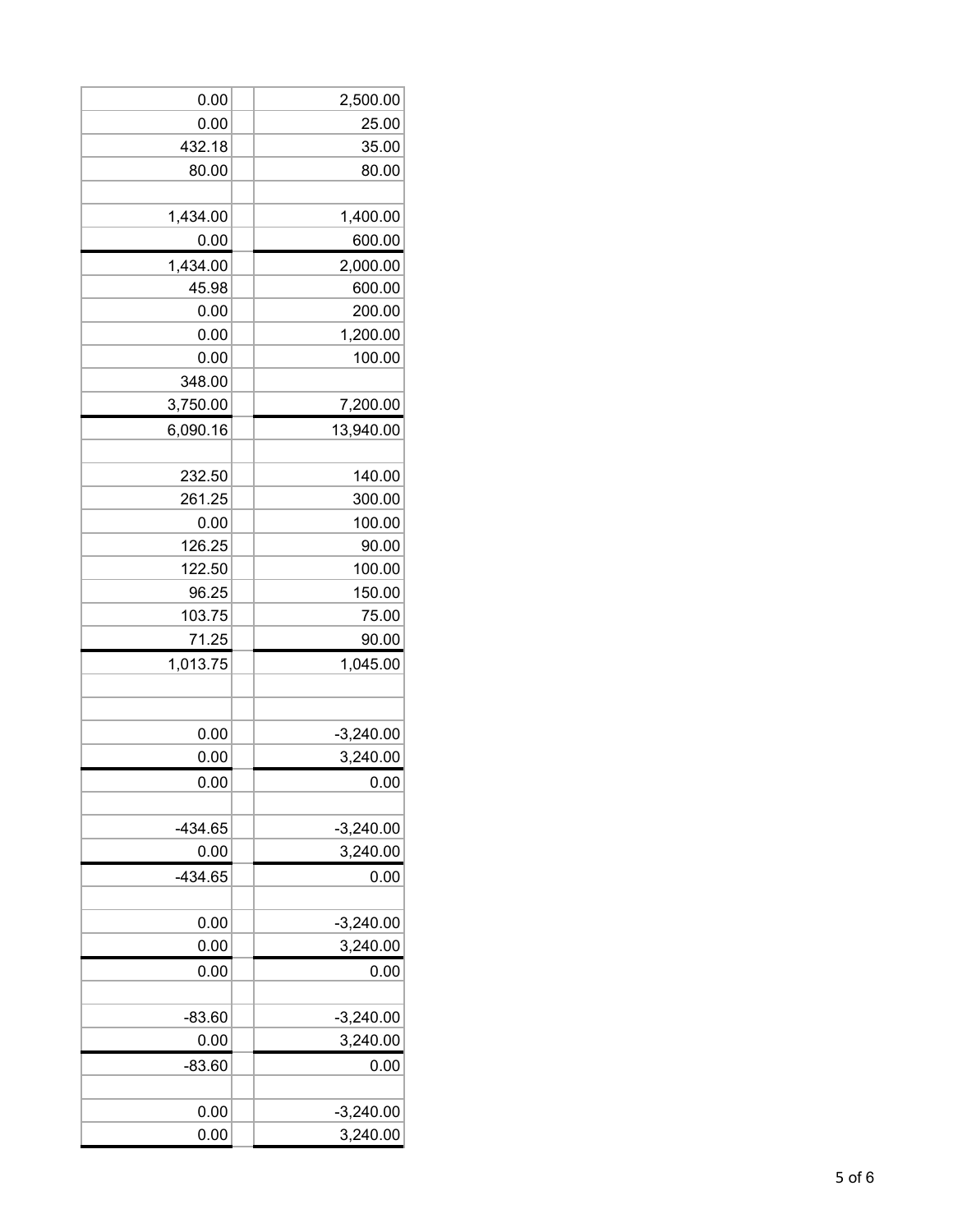| | | |
|---:|---|---:|
| 0.00 | | 2,500.00 |
| 0.00 | | 25.00 |
| 432.18 | | 35.00 |
| 80.00 | | 80.00 |
| | | |
| 1,434.00 | | 1,400.00 |
| 0.00 | | 600.00 |
| 1,434.00 | | 2,000.00 |
| 45.98 | | 600.00 |
| 0.00 | | 200.00 |
| 0.00 | | 1,200.00 |
| 0.00 | | 100.00 |
| 348.00 | | |
| 3,750.00 | | 7,200.00 |
| 6,090.16 | | 13,940.00 |
| | | |
| 232.50 | | 140.00 |
| 261.25 | | 300.00 |
| 0.00 | | 100.00 |
| 126.25 | | 90.00 |
| 122.50 | | 100.00 |
| 96.25 | | 150.00 |
| 103.75 | | 75.00 |
| 71.25 | | 90.00 |
| 1,013.75 | | 1,045.00 |
| | | |
| | | |
| 0.00 | | -3,240.00 |
| 0.00 | | 3,240.00 |
| 0.00 | | 0.00 |
| | | |
| -434.65 | | -3,240.00 |
| 0.00 | | 3,240.00 |
| -434.65 | | 0.00 |
| | | |
| 0.00 | | -3,240.00 |
| 0.00 | | 3,240.00 |
| 0.00 | | 0.00 |
| | | |
| -83.60 | | -3,240.00 |
| 0.00 | | 3,240.00 |
| -83.60 | | 0.00 |
| | | |
| 0.00 | | -3,240.00 |
| 0.00 | | 3,240.00 |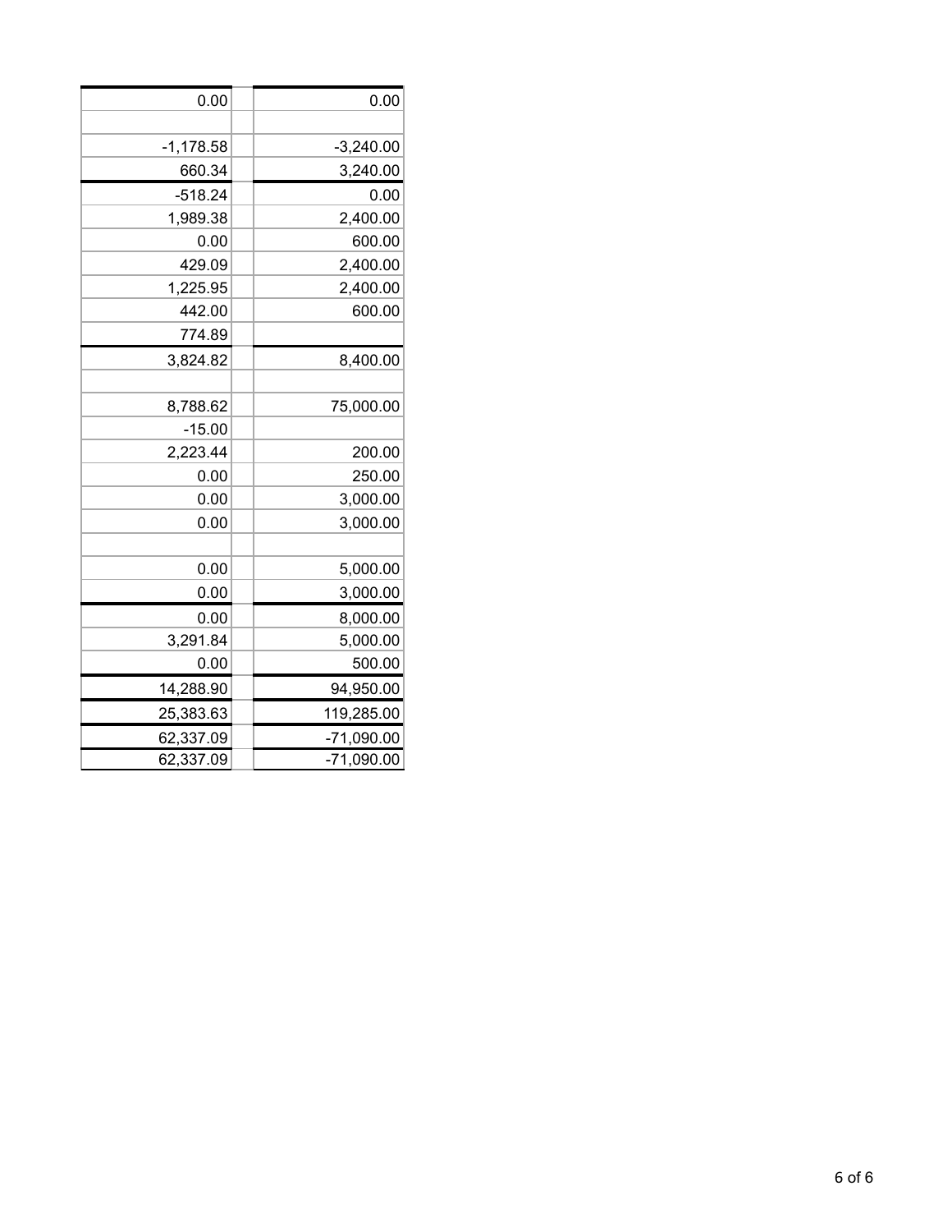| | |
|---|---|
| 0.00 | 0.00 |
| | |
| -1,178.58 | -3,240.00 |
| 660.34 | 3,240.00 |
| -518.24 | 0.00 |
| 1,989.38 | 2,400.00 |
| 0.00 | 600.00 |
| 429.09 | 2,400.00 |
| 1,225.95 | 2,400.00 |
| 442.00 | 600.00 |
| 774.89 | |
| 3,824.82 | 8,400.00 |
| | |
| 8,788.62 | 75,000.00 |
| -15.00 | |
| 2,223.44 | 200.00 |
| 0.00 | 250.00 |
| 0.00 | 3,000.00 |
| 0.00 | 3,000.00 |
| | |
| 0.00 | 5,000.00 |
| 0.00 | 3,000.00 |
| 0.00 | 8,000.00 |
| 3,291.84 | 5,000.00 |
| 0.00 | 500.00 |
| 14,288.90 | 94,950.00 |
| 25,383.63 | 119,285.00 |
| 62,337.09 | -71,090.00 |
| 62,337.09 | -71,090.00 |